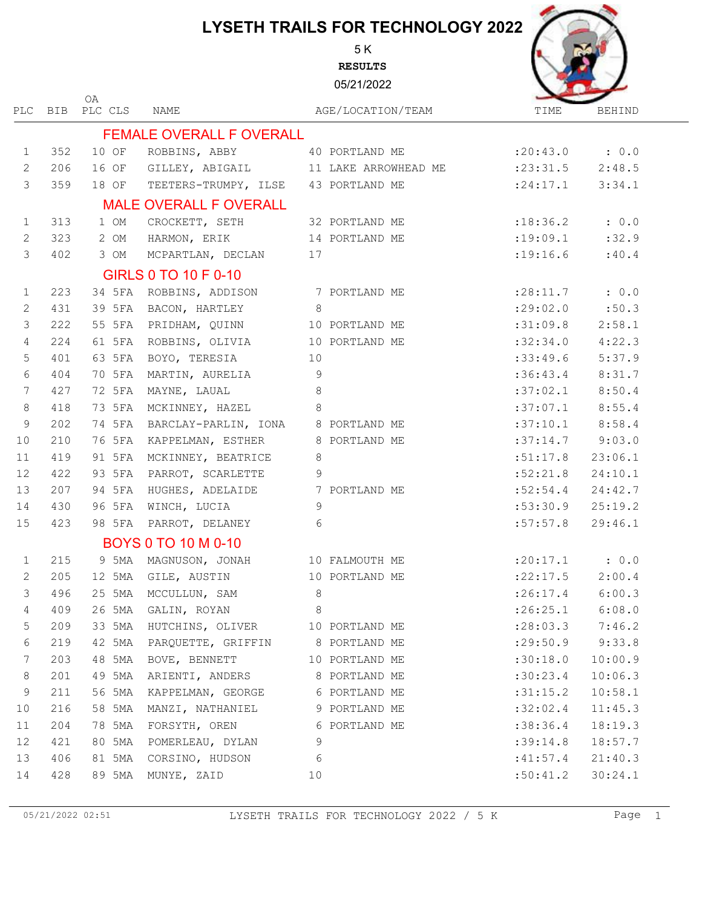# LYSETH TRAILS FOR TECHNOLOGY 2022

5 K

**RESULTS**

05/21/2022

| PLC | BIB | OA PLC | CLS | NAME | AGE/LOCATION/TEAM | TIME | BEHIND |
|---|---|---|---|---|---|---|---|
| **FEMALE OVERALL F OVERALL** | | | | | | | |
| 1 | 352 | 10 | OF | ROBBINS, ABBY | 40 PORTLAND ME | :20:43.0 | : 0.0 |
| 2 | 206 | 16 | OF | GILLEY, ABIGAIL | 11 LAKE ARROWHEAD ME | :23:31.5 | 2:48.5 |
| 3 | 359 | 18 | OF | TEETERS-TRUMPY, ILSE | 43 PORTLAND ME | :24:17.1 | 3:34.1 |
| **MALE OVERALL F OVERALL** | | | | | | | |
| 1 | 313 | 1 | OM | CROCKETT, SETH | 32 PORTLAND ME | :18:36.2 | : 0.0 |
| 2 | 323 | 2 | OM | HARMON, ERIK | 14 PORTLAND ME | :19:09.1 | :32.9 |
| 3 | 402 | 3 | OM | MCPARTLAN, DECLAN | 17 | :19:16.6 | :40.4 |
| **GIRLS 0 TO 10 F 0-10** | | | | | | | |
| 1 | 223 | 34 | 5FA | ROBBINS, ADDISON | 7 PORTLAND ME | :28:11.7 | : 0.0 |
| 2 | 431 | 39 | 5FA | BACON, HARTLEY | 8 | :29:02.0 | :50.3 |
| 3 | 222 | 55 | 5FA | PRIDHAM, QUINN | 10 PORTLAND ME | :31:09.8 | 2:58.1 |
| 4 | 224 | 61 | 5FA | ROBBINS, OLIVIA | 10 PORTLAND ME | :32:34.0 | 4:22.3 |
| 5 | 401 | 63 | 5FA | BOYO, TERESIA | 10 | :33:49.6 | 5:37.9 |
| 6 | 404 | 70 | 5FA | MARTIN, AURELIA | 9 | :36:43.4 | 8:31.7 |
| 7 | 427 | 72 | 5FA | MAYNE, LAUAL | 8 | :37:02.1 | 8:50.4 |
| 8 | 418 | 73 | 5FA | MCKINNEY, HAZEL | 8 | :37:07.1 | 8:55.4 |
| 9 | 202 | 74 | 5FA | BARCLAY-PARLIN, IONA | 8 PORTLAND ME | :37:10.1 | 8:58.4 |
| 10 | 210 | 76 | 5FA | KAPPELMAN, ESTHER | 8 PORTLAND ME | :37:14.7 | 9:03.0 |
| 11 | 419 | 91 | 5FA | MCKINNEY, BEATRICE | 8 | :51:17.8 | 23:06.1 |
| 12 | 422 | 93 | 5FA | PARROT, SCARLETTE | 9 | :52:21.8 | 24:10.1 |
| 13 | 207 | 94 | 5FA | HUGHES, ADELAIDE | 7 PORTLAND ME | :52:54.4 | 24:42.7 |
| 14 | 430 | 96 | 5FA | WINCH, LUCIA | 9 | :53:30.9 | 25:19.2 |
| 15 | 423 | 98 | 5FA | PARROT, DELANEY | 6 | :57:57.8 | 29:46.1 |
| **BOYS 0 TO 10 M 0-10** | | | | | | | |
| 1 | 215 | 9 | 5MA | MAGNUSON, JONAH | 10 FALMOUTH ME | :20:17.1 | : 0.0 |
| 2 | 205 | 12 | 5MA | GILE, AUSTIN | 10 PORTLAND ME | :22:17.5 | 2:00.4 |
| 3 | 496 | 25 | 5MA | MCCULLUN, SAM | 8 | :26:17.4 | 6:00.3 |
| 4 | 409 | 26 | 5MA | GALIN, ROYAN | 8 | :26:25.1 | 6:08.0 |
| 5 | 209 | 33 | 5MA | HUTCHINS, OLIVER | 10 PORTLAND ME | :28:03.3 | 7:46.2 |
| 6 | 219 | 42 | 5MA | PARQUETTE, GRIFFIN | 8 PORTLAND ME | :29:50.9 | 9:33.8 |
| 7 | 203 | 48 | 5MA | BOVE, BENNETT | 10 PORTLAND ME | :30:18.0 | 10:00.9 |
| 8 | 201 | 49 | 5MA | ARIENTI, ANDERS | 8 PORTLAND ME | :30:23.4 | 10:06.3 |
| 9 | 211 | 56 | 5MA | KAPPELMAN, GEORGE | 6 PORTLAND ME | :31:15.2 | 10:58.1 |
| 10 | 216 | 58 | 5MA | MANZI, NATHANIEL | 9 PORTLAND ME | :32:02.4 | 11:45.3 |
| 11 | 204 | 78 | 5MA | FORSYTH, OREN | 6 PORTLAND ME | :38:36.4 | 18:19.3 |
| 12 | 421 | 80 | 5MA | POMERLEAU, DYLAN | 9 | :39:14.8 | 18:57.7 |
| 13 | 406 | 81 | 5MA | CORSINO, HUDSON | 6 | :41:57.4 | 21:40.3 |
| 14 | 428 | 89 | 5MA | MUNYE, ZAID | 10 | :50:41.2 | 30:24.1 |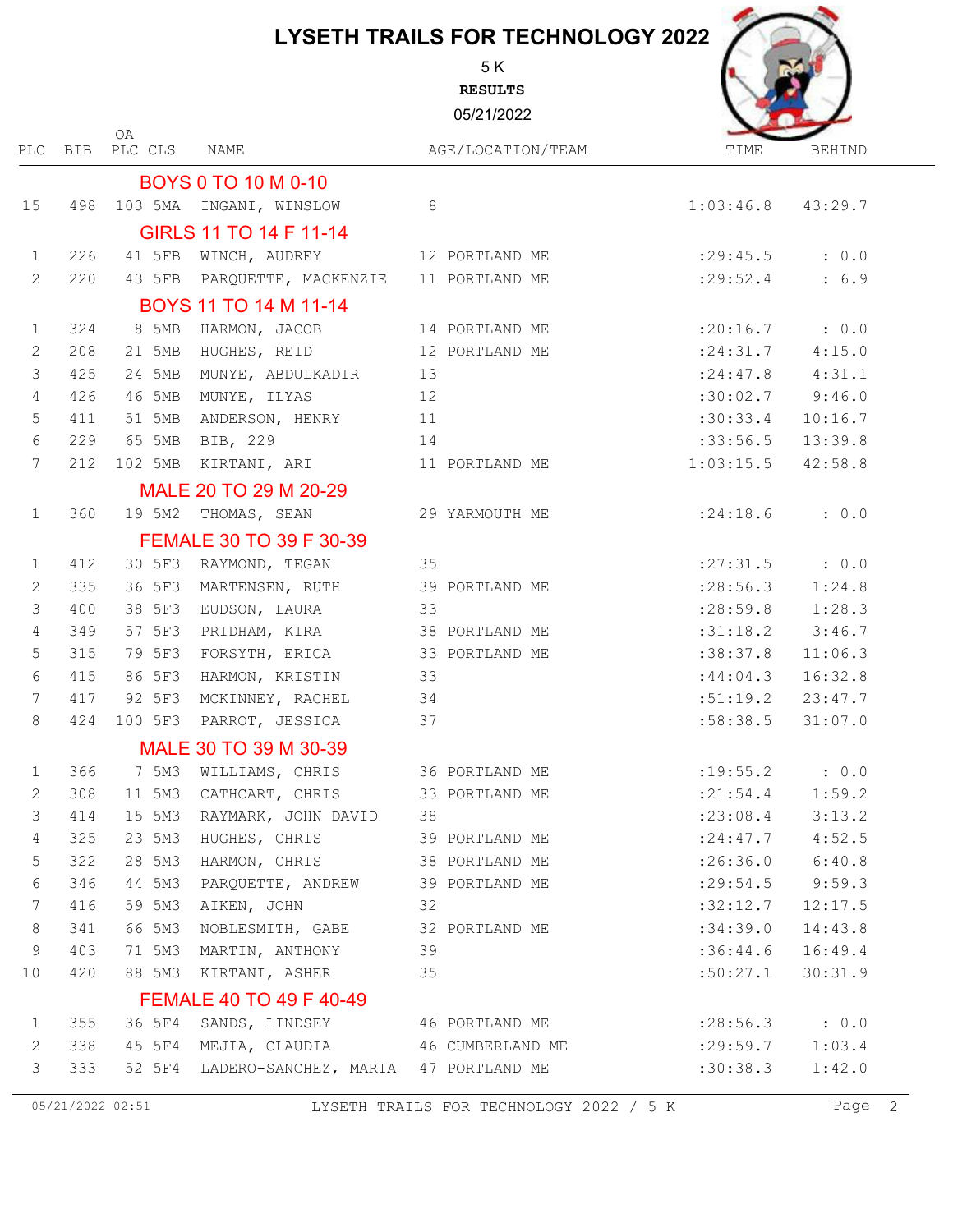# LYSETH TRAILS FOR TECHNOLOGY 2022

5 K

**RESULTS**

05/21/2022

| PLC | BIB | OA PLC | CLS | NAME | AGE/LOCATION/TEAM | TIME | BEHIND |
|---|---|---|---|---|---|---|---|
| **BOYS 0 TO 10 M 0-10** | | | | | | | |
| 15 | 498 | 103 | 5MA | INGANI, WINSLOW | 8 | 1:03:46.8 | 43:29.7 |
| **GIRLS 11 TO 14 F 11-14** | | | | | | | |
| 1 | 226 | 41 | 5FB | WINCH, AUDREY | 12 PORTLAND ME | :29:45.5 | : 0.0 |
| 2 | 220 | 43 | 5FB | PARQUETTE, MACKENZIE | 11 PORTLAND ME | :29:52.4 | : 6.9 |
| **BOYS 11 TO 14 M 11-14** | | | | | | | |
| 1 | 324 | 8 | 5MB | HARMON, JACOB | 14 PORTLAND ME | :20:16.7 | : 0.0 |
| 2 | 208 | 21 | 5MB | HUGHES, REID | 12 PORTLAND ME | :24:31.7 | 4:15.0 |
| 3 | 425 | 24 | 5MB | MUNYE, ABDULKADIR | 13 | :24:47.8 | 4:31.1 |
| 4 | 426 | 46 | 5MB | MUNYE, ILYAS | 12 | :30:02.7 | 9:46.0 |
| 5 | 411 | 51 | 5MB | ANDERSON, HENRY | 11 | :30:33.4 | 10:16.7 |
| 6 | 229 | 65 | 5MB | BIB, 229 | 14 | :33:56.5 | 13:39.8 |
| 7 | 212 | 102 | 5MB | KIRTANI, ARI | 11 PORTLAND ME | 1:03:15.5 | 42:58.8 |
| **MALE 20 TO 29 M 20-29** | | | | | | | |
| 1 | 360 | 19 | 5M2 | THOMAS, SEAN | 29 YARMOUTH ME | :24:18.6 | : 0.0 |
| **FEMALE 30 TO 39 F 30-39** | | | | | | | |
| 1 | 412 | 30 | 5F3 | RAYMOND, TEGAN | 35 | :27:31.5 | : 0.0 |
| 2 | 335 | 36 | 5F3 | MARTENSEN, RUTH | 39 PORTLAND ME | :28:56.3 | 1:24.8 |
| 3 | 400 | 38 | 5F3 | EUDSON, LAURA | 33 | :28:59.8 | 1:28.3 |
| 4 | 349 | 57 | 5F3 | PRIDHAM, KIRA | 38 PORTLAND ME | :31:18.2 | 3:46.7 |
| 5 | 315 | 79 | 5F3 | FORSYTH, ERICA | 33 PORTLAND ME | :38:37.8 | 11:06.3 |
| 6 | 415 | 86 | 5F3 | HARMON, KRISTIN | 33 | :44:04.3 | 16:32.8 |
| 7 | 417 | 92 | 5F3 | MCKINNEY, RACHEL | 34 | :51:19.2 | 23:47.7 |
| 8 | 424 | 100 | 5F3 | PARROT, JESSICA | 37 | :58:38.5 | 31:07.0 |
| **MALE 30 TO 39 M 30-39** | | | | | | | |
| 1 | 366 | 7 | 5M3 | WILLIAMS, CHRIS | 36 PORTLAND ME | :19:55.2 | : 0.0 |
| 2 | 308 | 11 | 5M3 | CATHCART, CHRIS | 33 PORTLAND ME | :21:54.4 | 1:59.2 |
| 3 | 414 | 15 | 5M3 | RAYMARK, JOHN DAVID | 38 | :23:08.4 | 3:13.2 |
| 4 | 325 | 23 | 5M3 | HUGHES, CHRIS | 39 PORTLAND ME | :24:47.7 | 4:52.5 |
| 5 | 322 | 28 | 5M3 | HARMON, CHRIS | 38 PORTLAND ME | :26:36.0 | 6:40.8 |
| 6 | 346 | 44 | 5M3 | PARQUETTE, ANDREW | 39 PORTLAND ME | :29:54.5 | 9:59.3 |
| 7 | 416 | 59 | 5M3 | AIKEN, JOHN | 32 | :32:12.7 | 12:17.5 |
| 8 | 341 | 66 | 5M3 | NOBLESMITH, GABE | 32 PORTLAND ME | :34:39.0 | 14:43.8 |
| 9 | 403 | 71 | 5M3 | MARTIN, ANTHONY | 39 | :36:44.6 | 16:49.4 |
| 10 | 420 | 88 | 5M3 | KIRTANI, ASHER | 35 | :50:27.1 | 30:31.9 |
| **FEMALE 40 TO 49 F 40-49** | | | | | | | |
| 1 | 355 | 36 | 5F4 | SANDS, LINDSEY | 46 PORTLAND ME | :28:56.3 | : 0.0 |
| 2 | 338 | 45 | 5F4 | MEJIA, CLAUDIA | 46 CUMBERLAND ME | :29:59.7 | 1:03.4 |
| 3 | 333 | 52 | 5F4 | LADERO-SANCHEZ, MARIA | 47 PORTLAND ME | :30:38.3 | 1:42.0 |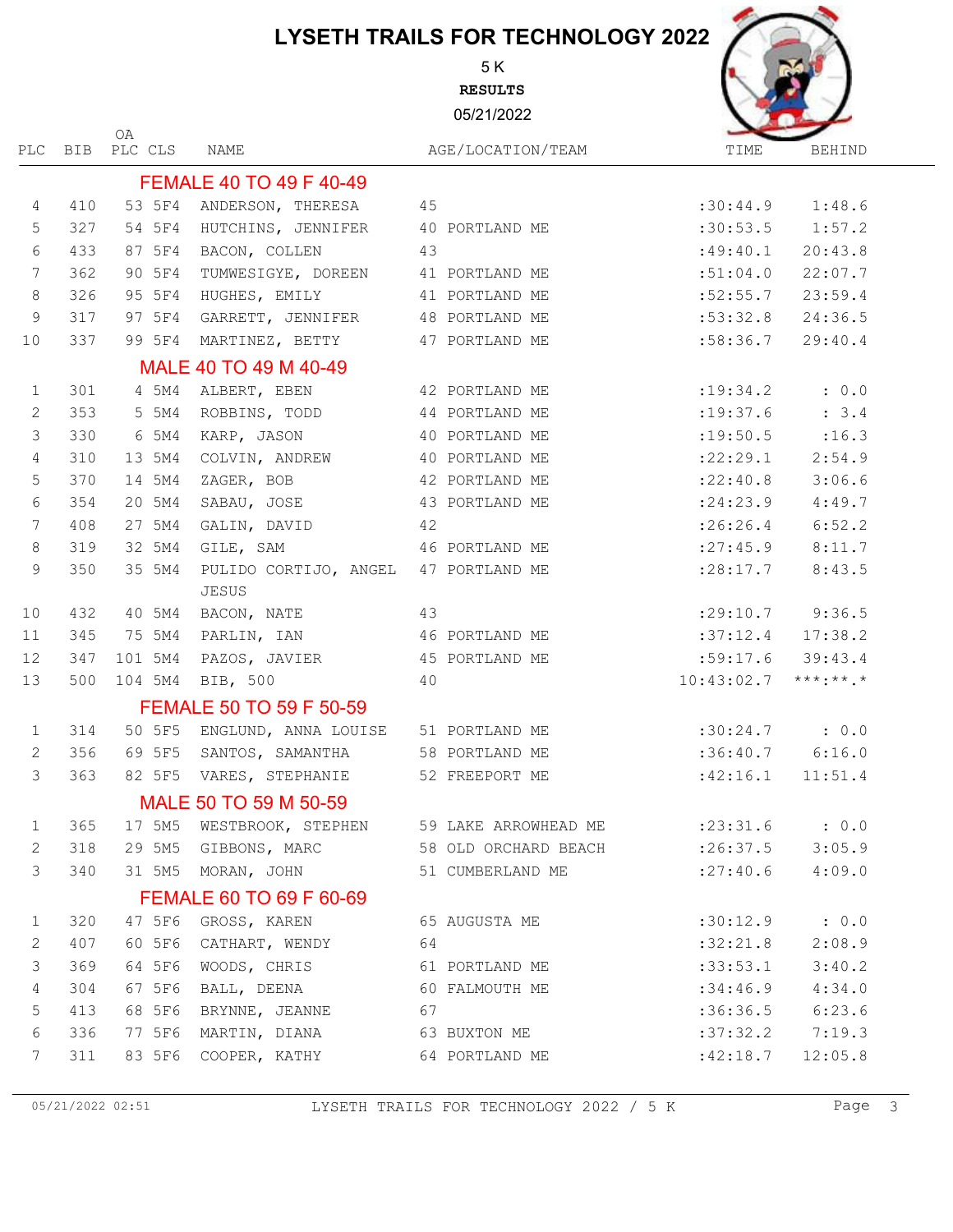# LYSETH TRAILS FOR TECHNOLOGY 2022

5 K

**RESULTS**

05/21/2022

| PLC | BIB | OA PLC | CLS | NAME | AGE/LOCATION/TEAM | TIME | BEHIND |
|---|---|---|---|---|---|---|---|
| **FEMALE 40 TO 49 F 40-49** | | | | | | | |
| 4 | 410 | 53 | 5F4 | ANDERSON, THERESA | 45 | :30:44.9 | 1:48.6 |
| 5 | 327 | 54 | 5F4 | HUTCHINS, JENNIFER | 40 PORTLAND ME | :30:53.5 | 1:57.2 |
| 6 | 433 | 87 | 5F4 | BACON, COLLEN | 43 | :49:40.1 | 20:43.8 |
| 7 | 362 | 90 | 5F4 | TUMWESIGYE, DOREEN | 41 PORTLAND ME | :51:04.0 | 22:07.7 |
| 8 | 326 | 95 | 5F4 | HUGHES, EMILY | 41 PORTLAND ME | :52:55.7 | 23:59.4 |
| 9 | 317 | 97 | 5F4 | GARRETT, JENNIFER | 48 PORTLAND ME | :53:32.8 | 24:36.5 |
| 10 | 337 | 99 | 5F4 | MARTINEZ, BETTY | 47 PORTLAND ME | :58:36.7 | 29:40.4 |
| **MALE 40 TO 49 M 40-49** | | | | | | | |
| 1 | 301 | 4 | 5M4 | ALBERT, EBEN | 42 PORTLAND ME | :19:34.2 | : 0.0 |
| 2 | 353 | 5 | 5M4 | ROBBINS, TODD | 44 PORTLAND ME | :19:37.6 | : 3.4 |
| 3 | 330 | 6 | 5M4 | KARP, JASON | 40 PORTLAND ME | :19:50.5 | :16.3 |
| 4 | 310 | 13 | 5M4 | COLVIN, ANDREW | 40 PORTLAND ME | :22:29.1 | 2:54.9 |
| 5 | 370 | 14 | 5M4 | ZAGER, BOB | 42 PORTLAND ME | :22:40.8 | 3:06.6 |
| 6 | 354 | 20 | 5M4 | SABAU, JOSE | 43 PORTLAND ME | :24:23.9 | 4:49.7 |
| 7 | 408 | 27 | 5M4 | GALIN, DAVID | 42 | :26:26.4 | 6:52.2 |
| 8 | 319 | 32 | 5M4 | GILE, SAM | 46 PORTLAND ME | :27:45.9 | 8:11.7 |
| 9 | 350 | 35 | 5M4 | PULIDO CORTIJO, ANGEL JESUS | 47 PORTLAND ME | :28:17.7 | 8:43.5 |
| 10 | 432 | 40 | 5M4 | BACON, NATE | 43 | :29:10.7 | 9:36.5 |
| 11 | 345 | 75 | 5M4 | PARLIN, IAN | 46 PORTLAND ME | :37:12.4 | 17:38.2 |
| 12 | 347 | 101 | 5M4 | PAZOS, JAVIER | 45 PORTLAND ME | :59:17.6 | 39:43.4 |
| 13 | 500 | 104 | 5M4 | BIB, 500 | 40 | 10:43:02.7 | ***:**.* |
| **FEMALE 50 TO 59 F 50-59** | | | | | | | |
| 1 | 314 | 50 | 5F5 | ENGLUND, ANNA LOUISE | 51 PORTLAND ME | :30:24.7 | : 0.0 |
| 2 | 356 | 69 | 5F5 | SANTOS, SAMANTHA | 58 PORTLAND ME | :36:40.7 | 6:16.0 |
| 3 | 363 | 82 | 5F5 | VARES, STEPHANIE | 52 FREEPORT ME | :42:16.1 | 11:51.4 |
| **MALE 50 TO 59 M 50-59** | | | | | | | |
| 1 | 365 | 17 | 5M5 | WESTBROOK, STEPHEN | 59 LAKE ARROWHEAD ME | :23:31.6 | : 0.0 |
| 2 | 318 | 29 | 5M5 | GIBBONS, MARC | 58 OLD ORCHARD BEACH | :26:37.5 | 3:05.9 |
| 3 | 340 | 31 | 5M5 | MORAN, JOHN | 51 CUMBERLAND ME | :27:40.6 | 4:09.0 |
| **FEMALE 60 TO 69 F 60-69** | | | | | | | |
| 1 | 320 | 47 | 5F6 | GROSS, KAREN | 65 AUGUSTA ME | :30:12.9 | : 0.0 |
| 2 | 407 | 60 | 5F6 | CATHART, WENDY | 64 | :32:21.8 | 2:08.9 |
| 3 | 369 | 64 | 5F6 | WOODS, CHRIS | 61 PORTLAND ME | :33:53.1 | 3:40.2 |
| 4 | 304 | 67 | 5F6 | BALL, DEENA | 60 FALMOUTH ME | :34:46.9 | 4:34.0 |
| 5 | 413 | 68 | 5F6 | BRYNNE, JEANNE | 67 | :36:36.5 | 6:23.6 |
| 6 | 336 | 77 | 5F6 | MARTIN, DIANA | 63 BUXTON ME | :37:32.2 | 7:19.3 |
| 7 | 311 | 83 | 5F6 | COOPER, KATHY | 64 PORTLAND ME | :42:18.7 | 12:05.8 |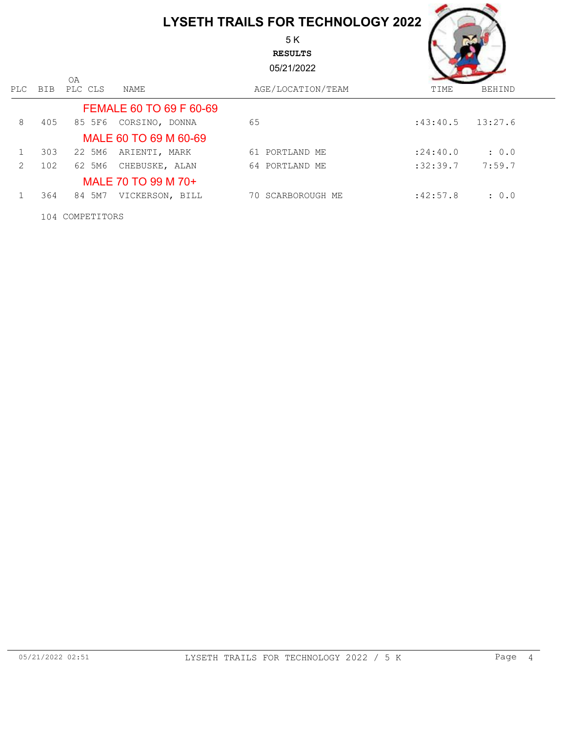# LYSETH TRAILS FOR TECHNOLOGY 2022

5 K

**RESULTS**

05/21/2022

| PLC | BIB | OA PLC | CLS | NAME | AGE/LOCATION/TEAM | TIME | BEHIND |
|---|---|---|---|---|---|---|---|
| | | | | **FEMALE 60 TO 69 F 60-69** | | | |
| 8 | 405 | 85 | 5F6 | CORSINO, DONNA | 65 | :43:40.5 | 13:27.6 |
| | | | | **MALE 60 TO 69 M 60-69** | | | |
| 1 | 303 | 22 | 5M6 | ARIENTI, MARK | 61 PORTLAND ME | :24:40.0 | : 0.0 |
| 2 | 102 | 62 | 5M6 | CHEBUSKE, ALAN | 64 PORTLAND ME | :32:39.7 | 7:59.7 |
| | | | | **MALE 70 TO 99 M 70+** | | | |
| 1 | 364 | 84 | 5M7 | VICKERSON, BILL | 70 SCARBOROUGH ME | :42:57.8 | : 0.0 |

104 COMPETITORS